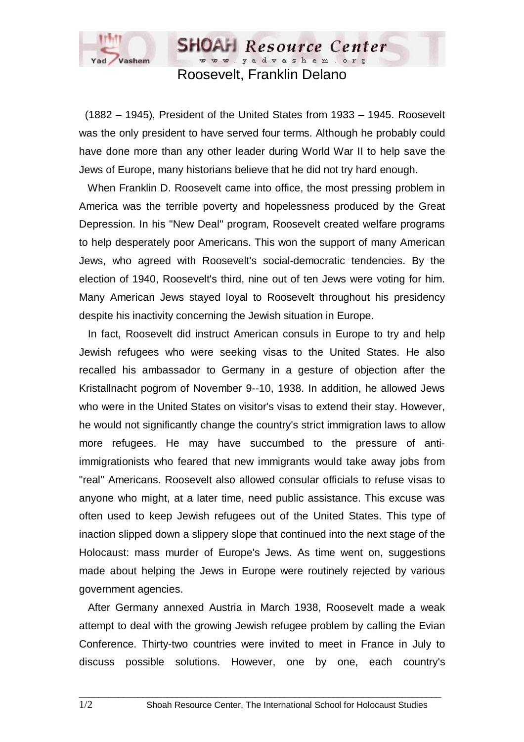# Roosevelt, Franklin Delano

(1882 – 1945), President of the United States from 1933 – 1945. Roosevelt was the only president to have served four terms. Although he probably could have done more than any other leader during World War II to help save the Jews of Europe, many historians believe that he did not try hard enough.

When Franklin D. Roosevelt came into office, the most pressing problem in America was the terrible poverty and hopelessness produced by the Great Depression. In his "New Deal" program, Roosevelt created welfare programs to help desperately poor Americans. This won the support of many American Jews, who agreed with Roosevelt's social-democratic tendencies. By the election of 1940, Roosevelt's third, nine out of ten Jews were voting for him. Many American Jews stayed loyal to Roosevelt throughout his presidency despite his inactivity concerning the Jewish situation in Europe.

In fact, Roosevelt did instruct American consuls in Europe to try and help Jewish refugees who were seeking visas to the United States. He also recalled his ambassador to Germany in a gesture of objection after the Kristallnacht pogrom of November 9--10, 1938. In addition, he allowed Jews who were in the United States on visitor's visas to extend their stay. However, he would not significantly change the country's strict immigration laws to allow more refugees. He may have succumbed to the pressure of anti-immigrationists who feared that new immigrants would take away jobs from "real" Americans. Roosevelt also allowed consular officials to refuse visas to anyone who might, at a later time, need public assistance. This excuse was often used to keep Jewish refugees out of the United States. This type of inaction slipped down a slippery slope that continued into the next stage of the Holocaust: mass murder of Europe's Jews. As time went on, suggestions made about helping the Jews in Europe were routinely rejected by various government agencies.

After Germany annexed Austria in March 1938, Roosevelt made a weak attempt to deal with the growing Jewish refugee problem by calling the Evian Conference. Thirty-two countries were invited to meet in France in July to discuss possible solutions. However, one by one, each country's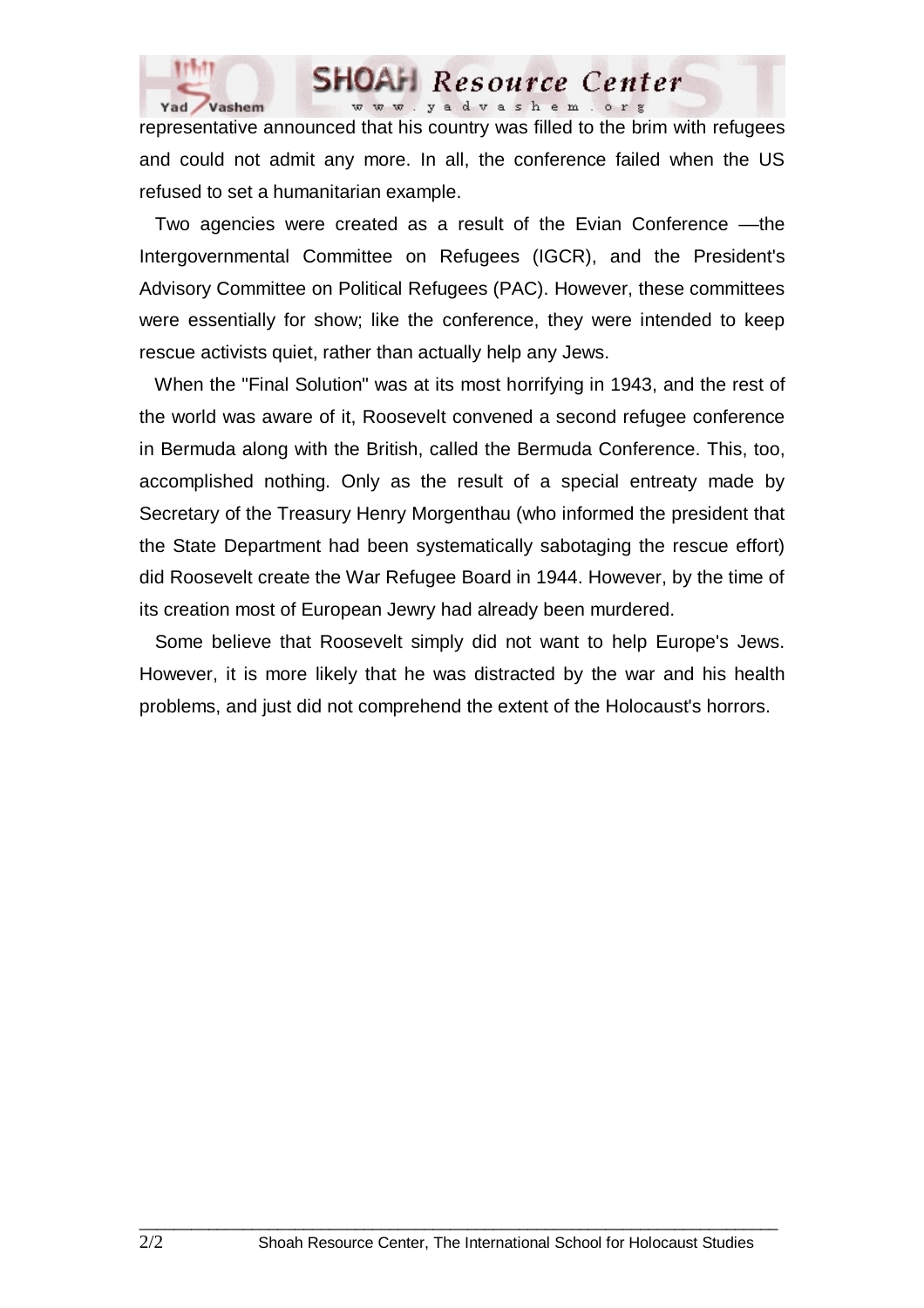representative announced that his country was filled to the brim with refugees and could not admit any more. In all, the conference failed when the US refused to set a humanitarian example.

Two agencies were created as a result of the Evian Conference —the Intergovernmental Committee on Refugees (IGCR), and the President's Advisory Committee on Political Refugees (PAC). However, these committees were essentially for show; like the conference, they were intended to keep rescue activists quiet, rather than actually help any Jews.

When the "Final Solution" was at its most horrifying in 1943, and the rest of the world was aware of it, Roosevelt convened a second refugee conference in Bermuda along with the British, called the Bermuda Conference. This, too, accomplished nothing. Only as the result of a special entreaty made by Secretary of the Treasury Henry Morgenthau (who informed the president that the State Department had been systematically sabotaging the rescue effort) did Roosevelt create the War Refugee Board in 1944. However, by the time of its creation most of European Jewry had already been murdered.

Some believe that Roosevelt simply did not want to help Europe's Jews. However, it is more likely that he was distracted by the war and his health problems, and just did not comprehend the extent of the Holocaust's horrors.